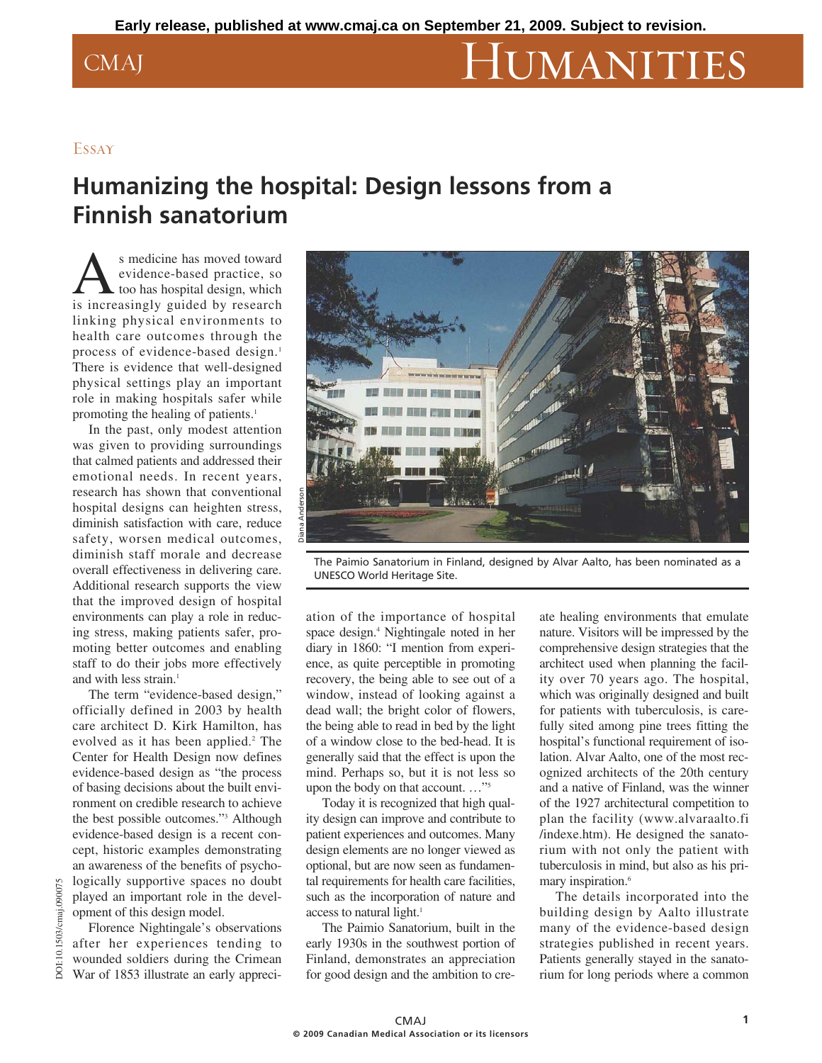Early release, published at www.cmaj.ca on September 21, 2009. Subject to revision.

Essay

# Humanizing the hospital: Design lessons from a Finnish sanatorium

As medicine has moved toward evidence-based practice, so too has hospital design, which is increasingly guided by research linking physical environments to health care outcomes through the process of evidence-based design.[1] There is evidence that well-designed physical settings play an important role in making hospitals safer while promoting the healing of patients.[1]

In the past, only modest attention was given to providing surroundings that calmed patients and addressed their emotional needs. In recent years, research has shown that conventional hospital designs can heighten stress, diminish satisfaction with care, reduce safety, worsen medical outcomes, diminish staff morale and decrease overall effectiveness in delivering care. Additional research supports the view that the improved design of hospital environments can play a role in reducing stress, making patients safer, promoting better outcomes and enabling staff to do their jobs more effectively and with less strain.[1]

The term "evidence-based design," officially defined in 2003 by health care architect D. Kirk Hamilton, has evolved as it has been applied.[2] The Center for Health Design now defines evidence-based design as "the process of basing decisions about the built environment on credible research to achieve the best possible outcomes."[3] Although evidence-based design is a recent concept, historic examples demonstrating an awareness of the benefits of psychologically supportive spaces no doubt played an important role in the development of this design model.

Florence Nightingale's observations after her experiences tending to wounded soldiers during the Crimean War of 1853 illustrate an early appreciation of the importance of hospital space design.[4] Nightingale noted in her diary in 1860: "I mention from experience, as quite perceptible in promoting recovery, the being able to see out of a window, instead of looking against a dead wall; the bright color of flowers, the being able to read in bed by the light of a window close to the bed-head. It is generally said that the effect is upon the mind. Perhaps so, but it is not less so upon the body on that account. …"[5]

The Paimio Sanatorium in Finland, designed by Alvar Aalto, has been nominated as a UNESCO World Heritage Site.

Today it is recognized that high quality design can improve and contribute to patient experiences and outcomes. Many design elements are no longer viewed as optional, but are now seen as fundamental requirements for health care facilities, such as the incorporation of nature and access to natural light.[1]

The Paimio Sanatorium, built in the early 1930s in the southwest portion of Finland, demonstrates an appreciation for good design and the ambition to create healing environments that emulate nature. Visitors will be impressed by the comprehensive design strategies that the architect used when planning the facility over 70 years ago. The hospital, which was originally designed and built for patients with tuberculosis, is carefully sited among pine trees fitting the hospital's functional requirement of isolation. Alvar Aalto, one of the most recognized architects of the 20th century and a native of Finland, was the winner of the 1927 architectural competition to plan the facility (www.alvaraalto.fi/indexe.htm). He designed the sanatorium with not only the patient with tuberculosis in mind, but also as his primary inspiration.[6]

The details incorporated into the building design by Aalto illustrate many of the evidence-based design strategies published in recent years. Patients generally stayed in the sanatorium for long periods where a common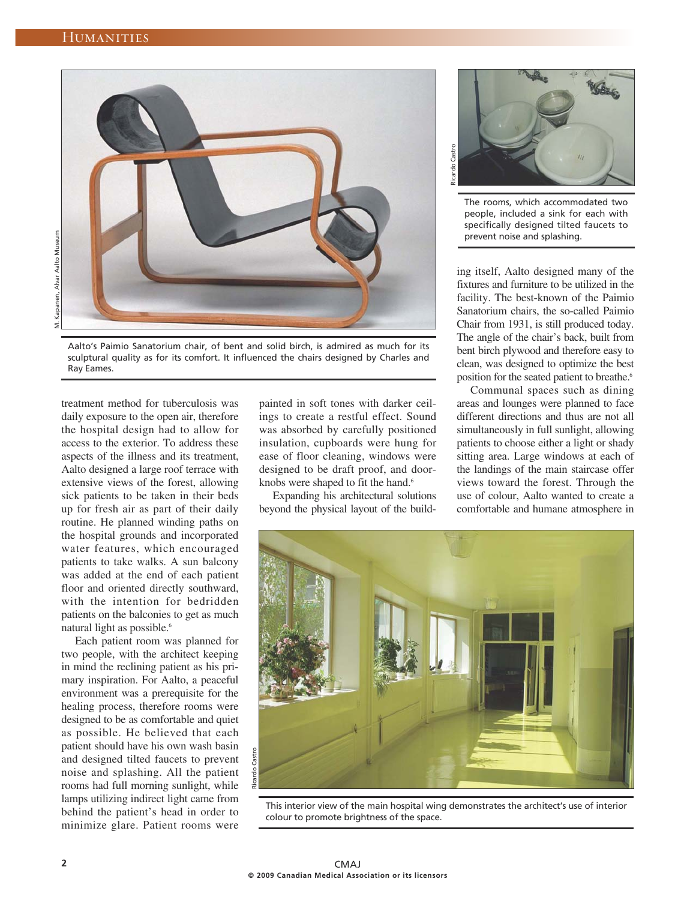Aalto's Paimio Sanatorium chair, of bent and solid birch, is admired as much for its sculptural quality as for its comfort. It influenced the chairs designed by Charles and Ray Eames.

The rooms, which accommodated two people, included a sink for each with specifically designed tilted faucets to prevent noise and splashing.

treatment method for tuberculosis was daily exposure to the open air, therefore the hospital design had to allow for access to the exterior. To address these aspects of the illness and its treatment, Aalto designed a large roof terrace with extensive views of the forest, allowing sick patients to be taken in their beds up for fresh air as part of their daily routine. He planned winding paths on the hospital grounds and incorporated water features, which encouraged patients to take walks. A sun balcony was added at the end of each patient floor and oriented directly southward, with the intention for bedridden patients on the balconies to get as much natural light as possible.[6]

Each patient room was planned for two people, with the architect keeping in mind the reclining patient as his primary inspiration. For Aalto, a peaceful environment was a prerequisite for the healing process, therefore rooms were designed to be as comfortable and quiet as possible. He believed that each patient should have his own wash basin and designed tilted faucets to prevent noise and splashing. All the patient rooms had full morning sunlight, while lamps utilizing indirect light came from behind the patient's head in order to minimize glare. Patient rooms were painted in soft tones with darker ceilings to create a restful effect. Sound was absorbed by carefully positioned insulation, cupboards were hung for ease of floor cleaning, windows were designed to be draft proof, and doorknobs were shaped to fit the hand.[6]

Expanding his architectural solutions beyond the physical layout of the building itself, Aalto designed many of the fixtures and furniture to be utilized in the facility. The best-known of the Paimio Sanatorium chairs, the so-called Paimio Chair from 1931, is still produced today. The angle of the chair's back, built from bent birch plywood and therefore easy to clean, was designed to optimize the best position for the seated patient to breathe.[6]

Communal spaces such as dining areas and lounges were planned to face different directions and thus are not all simultaneously in full sunlight, allowing patients to choose either a light or shady sitting area. Large windows at each of the landings of the main staircase offer views toward the forest. Through the use of colour, Aalto wanted to create a comfortable and humane atmosphere in

This interior view of the main hospital wing demonstrates the architect's use of interior colour to promote brightness of the space.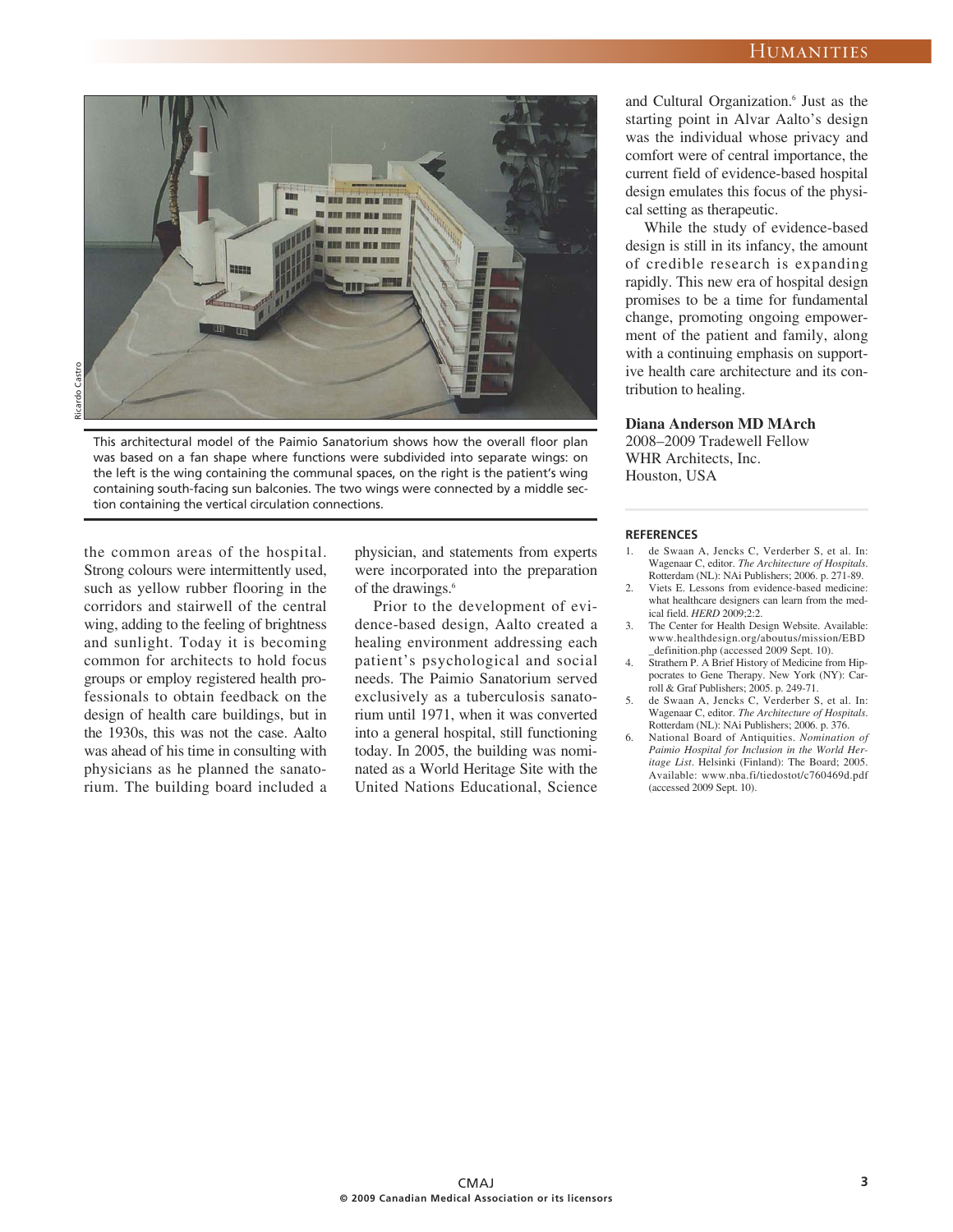This architectural model of the Paimio Sanatorium shows how the overall floor plan was based on a fan shape where functions were subdivided into separate wings: on the left is the wing containing the communal spaces, on the right is the patient's wing containing south-facing sun balconies. The two wings were connected by a middle section containing the vertical circulation connections.

the common areas of the hospital. Strong colours were intermittently used, such as yellow rubber flooring in the corridors and stairwell of the central wing, adding to the feeling of brightness and sunlight. Today it is becoming common for architects to hold focus groups or employ registered health professionals to obtain feedback on the design of health care buildings, but in the 1930s, this was not the case. Aalto was ahead of his time in consulting with physicians as he planned the sanatorium. The building board included a physician, and statements from experts were incorporated into the preparation of the drawings.[6]

Prior to the development of evidence-based design, Aalto created a healing environment addressing each patient's psychological and social needs. The Paimio Sanatorium served exclusively as a tuberculosis sanatorium until 1971, when it was converted into a general hospital, still functioning today. In 2005, the building was nominated as a World Heritage Site with the United Nations Educational, Science and Cultural Organization.[6] Just as the starting point in Alvar Aalto's design was the individual whose privacy and comfort were of central importance, the current field of evidence-based hospital design emulates this focus of the physical setting as therapeutic.

While the study of evidence-based design is still in its infancy, the amount of credible research is expanding rapidly. This new era of hospital design promises to be a time for fundamental change, promoting ongoing empowerment of the patient and family, along with a continuing emphasis on supportive health care architecture and its contribution to healing.

**Diana Anderson MD MArch**
2008–2009 Tradewell Fellow
WHR Architects, Inc.
Houston, USA

#### REFERENCES

1. de Swaan A, Jencks C, Verderber S, et al. In: Wagenaar C, editor. *The Architecture of Hospitals*. Rotterdam (NL): NAi Publishers; 2006. p. 271-89.
2. Viets E. Lessons from evidence-based medicine: what healthcare designers can learn from the medical field. *HERD* 2009;2:2.
3. The Center for Health Design Website. Available: www.healthdesign.org/aboutus/mission/EBD_definition.php (accessed 2009 Sept. 10).
4. Strathern P. A Brief History of Medicine from Hippocrates to Gene Therapy. New York (NY): Carroll & Graf Publishers; 2005. p. 249-71.
5. de Swaan A, Jencks C, Verderber S, et al. In: Wagenaar C, editor. *The Architecture of Hospitals*. Rotterdam (NL): NAi Publishers; 2006. p. 376.
6. National Board of Antiquities. *Nomination of Paimio Hospital for Inclusion in the World Heritage List*. Helsinki (Finland): The Board; 2005. Available: www.nba.fi/tiedostot/c760469d.pdf (accessed 2009 Sept. 10).